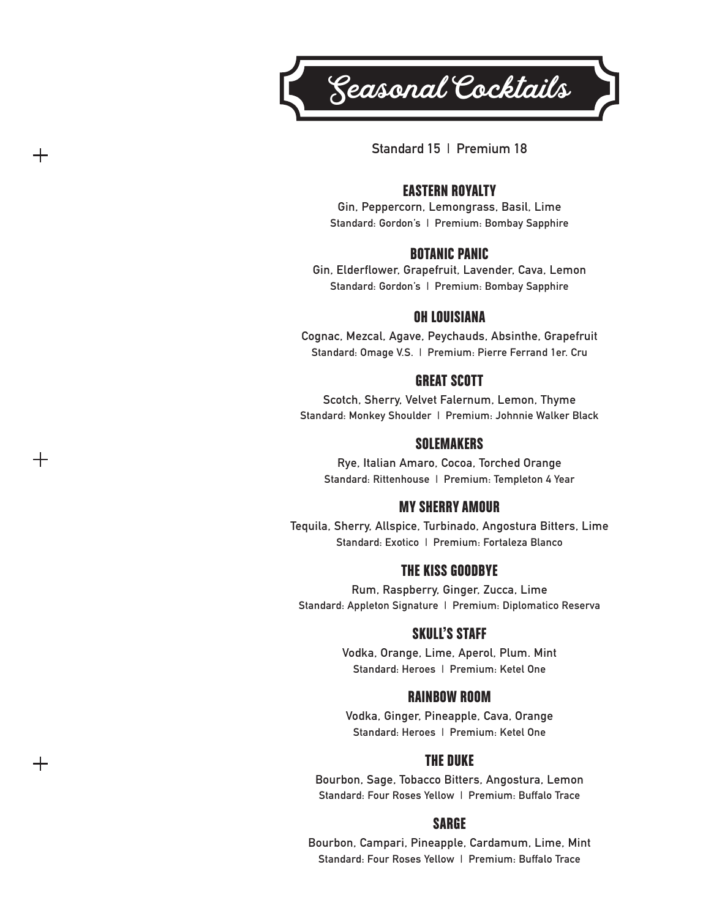# Seasonal Cocktails

Standard 15 | Premium 18

## EASTERN ROYALTY

Gin, Peppercorn, Lemongrass, Basil, Lime

Standard: Gordon's | Premium: Bombay Sapphire

## BOTANIC PANIC

Gin, Elderflower, Grapefruit, Lavender, Cava, Lemon

Standard: Gordon's | Premium: Bombay Sapphire

## OH LOUISIANA

Cognac, Mezcal, Agave, Peychauds, Absinthe, Grapefruit

Standard: Omage V.S. | Premium: Pierre Ferrand 1er. Cru

## GREAT SCOTT

Scotch, Sherry, Velvet Falernum, Lemon, Thyme

Standard: Monkey Shoulder | Premium: Johnnie Walker Black

## SOLEMAKERS

Rye, Italian Amaro, Cocoa, Torched Orange

Standard: Rittenhouse | Premium: Templeton 4 Year

## MY SHERRY AMOUR

Tequila, Sherry, Allspice, Turbinado, Angostura Bitters, Lime

Standard: Exotico | Premium: Fortaleza Blanco

## THE KISS GOODBYE

Rum, Raspberry, Ginger, Zucca, Lime

Standard: Appleton Signature | Premium: Diplomatico Reserva

## SKULL'S STAFF

Vodka, Orange, Lime, Aperol, Plum. Mint

Standard: Heroes | Premium: Ketel One

## RAINBOW ROOM

Vodka, Ginger, Pineapple, Cava, Orange

Standard: Heroes | Premium: Ketel One

## THE DUKE

Bourbon, Sage, Tobacco Bitters, Angostura, Lemon

Standard: Four Roses Yellow | Premium: Buffalo Trace

## SARGE

Bourbon, Campari, Pineapple, Cardamum, Lime, Mint

Standard: Four Roses Yellow | Premium: Buffalo Trace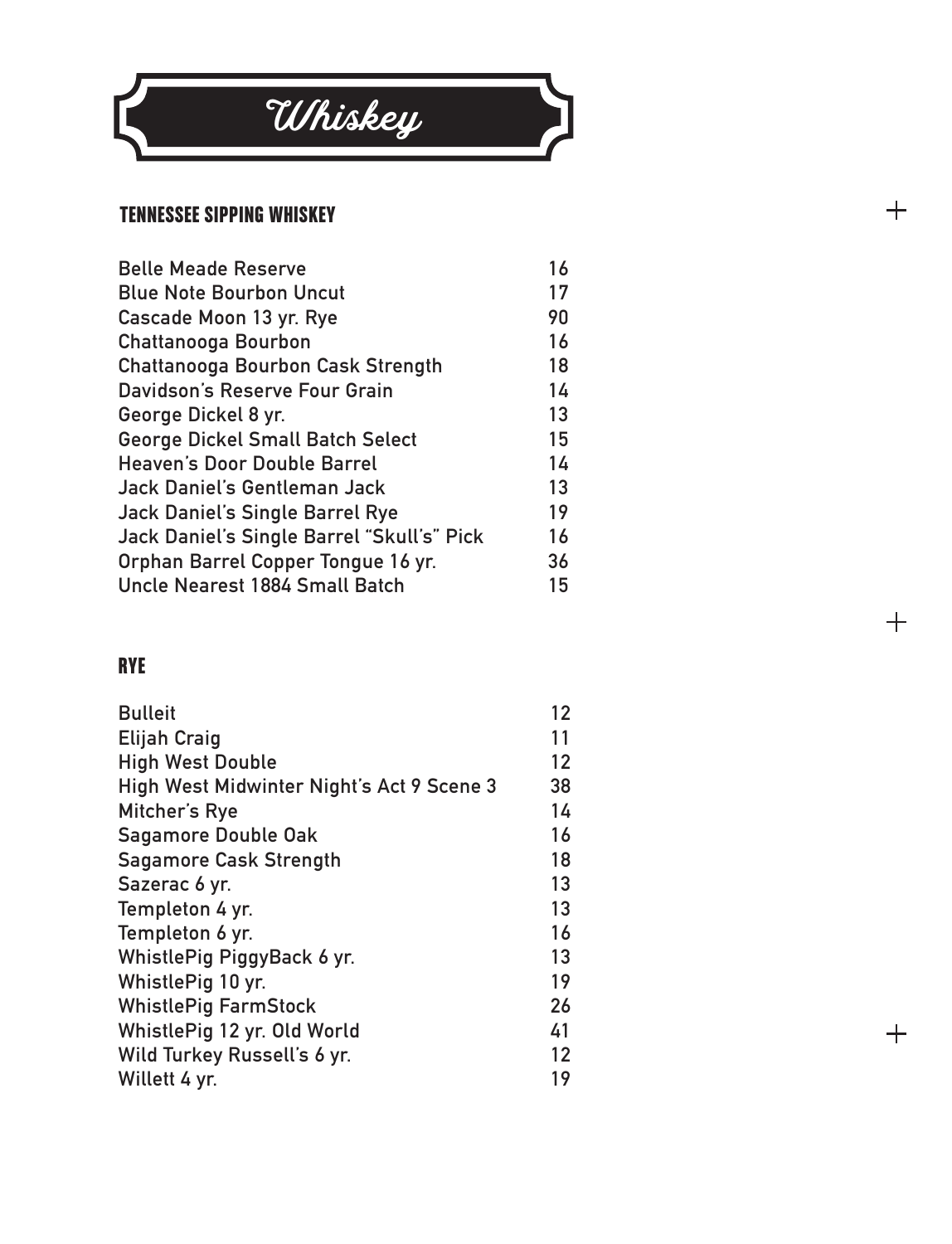# Whiskey

## TENNESSEE SIPPING WHISKEY

| | |
|---|---|
| Belle Meade Reserve | 16 |
| Blue Note Bourbon Uncut | 17 |
| Cascade Moon 13 yr. Rye | 90 |
| Chattanooga Bourbon | 16 |
| Chattanooga Bourbon Cask Strength | 18 |
| Davidson's Reserve Four Grain | 14 |
| George Dickel 8 yr. | 13 |
| George Dickel Small Batch Select | 15 |
| Heaven's Door Double Barrel | 14 |
| Jack Daniel's Gentleman Jack | 13 |
| Jack Daniel's Single Barrel Rye | 19 |
| Jack Daniel's Single Barrel "Skull's" Pick | 16 |
| Orphan Barrel Copper Tongue 16 yr. | 36 |
| Uncle Nearest 1884 Small Batch | 15 |

## RYE

| | |
|---|---|
| Bulleit | 12 |
| Elijah Craig | 11 |
| High West Double | 12 |
| High West Midwinter Night's Act 9 Scene 3 | 38 |
| Mitcher's Rye | 14 |
| Sagamore Double Oak | 16 |
| Sagamore Cask Strength | 18 |
| Sazerac 6 yr. | 13 |
| Templeton 4 yr. | 13 |
| Templeton 6 yr. | 16 |
| WhistlePig PiggyBack 6 yr. | 13 |
| WhistlePig 10 yr. | 19 |
| WhistlePig FarmStock | 26 |
| WhistlePig 12 yr. Old World | 41 |
| Wild Turkey Russell's 6 yr. | 12 |
| Willett 4 yr. | 19 |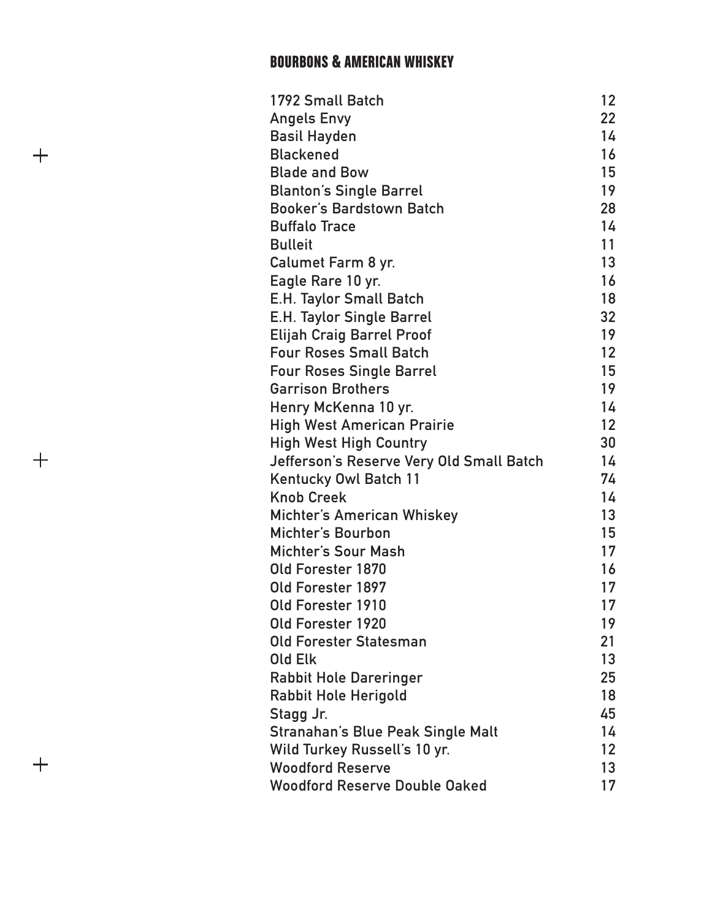## BOURBONS & AMERICAN WHISKEY

| | |
|---|---|
| 1792 Small Batch | 12 |
| Angels Envy | 22 |
| Basil Hayden | 14 |
| Blackened | 16 |
| Blade and Bow | 15 |
| Blanton's Single Barrel | 19 |
| Booker's Bardstown Batch | 28 |
| Buffalo Trace | 14 |
| Bulleit | 11 |
| Calumet Farm 8 yr. | 13 |
| Eagle Rare 10 yr. | 16 |
| E.H. Taylor Small Batch | 18 |
| E.H. Taylor Single Barrel | 32 |
| Elijah Craig Barrel Proof | 19 |
| Four Roses Small Batch | 12 |
| Four Roses Single Barrel | 15 |
| Garrison Brothers | 19 |
| Henry McKenna 10 yr. | 14 |
| High West American Prairie | 12 |
| High West High Country | 30 |
| Jefferson's Reserve Very Old Small Batch | 14 |
| Kentucky Owl Batch 11 | 74 |
| Knob Creek | 14 |
| Michter's American Whiskey | 13 |
| Michter's Bourbon | 15 |
| Michter's Sour Mash | 17 |
| Old Forester 1870 | 16 |
| Old Forester 1897 | 17 |
| Old Forester 1910 | 17 |
| Old Forester 1920 | 19 |
| Old Forester Statesman | 21 |
| Old Elk | 13 |
| Rabbit Hole Dareringer | 25 |
| Rabbit Hole Herigold | 18 |
| Stagg Jr. | 45 |
| Stranahan's Blue Peak Single Malt | 14 |
| Wild Turkey Russell's 10 yr. | 12 |
| Woodford Reserve | 13 |
| Woodford Reserve Double Oaked | 17 |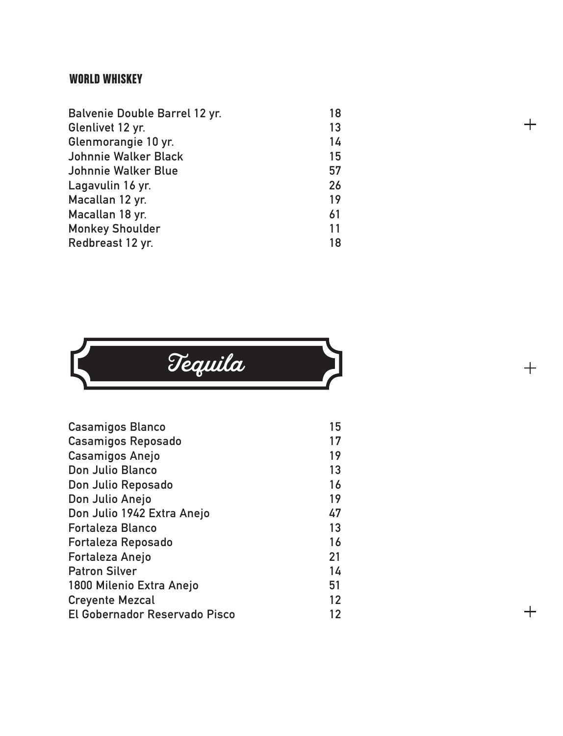## WORLD WHISKEY

| | |
|---|---|
| Balvenie Double Barrel 12 yr. | 18 |
| Glenlivet 12 yr. | 13 |
| Glenmorangie 10 yr. | 14 |
| Johnnie Walker Black | 15 |
| Johnnie Walker Blue | 57 |
| Lagavulin 16 yr. | 26 |
| Macallan 12 yr. | 19 |
| Macallan 18 yr. | 61 |
| Monkey Shoulder | 11 |
| Redbreast 12 yr. | 18 |

# Tequila

| | |
|---|---|
| Casamigos Blanco | 15 |
| Casamigos Reposado | 17 |
| Casamigos Anejo | 19 |
| Don Julio Blanco | 13 |
| Don Julio Reposado | 16 |
| Don Julio Anejo | 19 |
| Don Julio 1942 Extra Anejo | 47 |
| Fortaleza Blanco | 13 |
| Fortaleza Reposado | 16 |
| Fortaleza Anejo | 21 |
| Patron Silver | 14 |
| 1800 Milenio Extra Anejo | 51 |
| Creyente Mezcal | 12 |
| El Gobernador Reservado Pisco | 12 |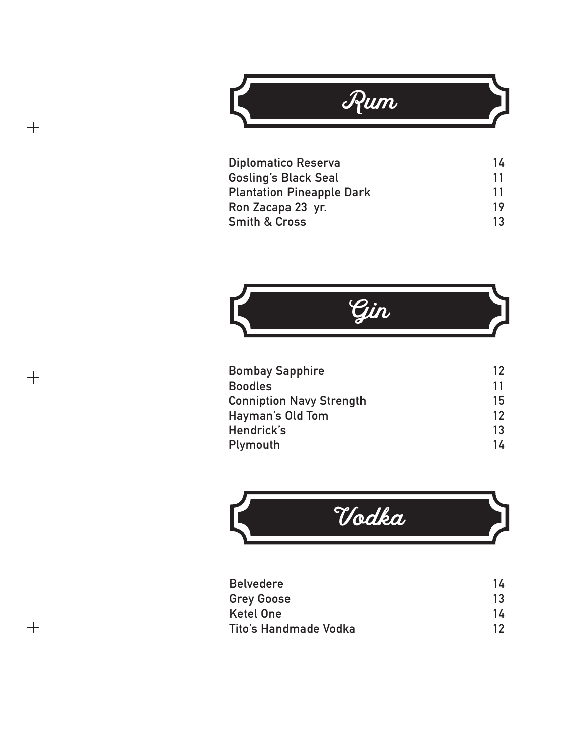## Rum

| | |
|---|---|
| Diplomatico Reserva | 14 |
| Gosling's Black Seal | 11 |
| Plantation Pineapple Dark | 11 |
| Ron Zacapa 23 yr. | 19 |
| Smith & Cross | 13 |

## Gin

| | |
|---|---|
| Bombay Sapphire | 12 |
| Boodles | 11 |
| Conniption Navy Strength | 15 |
| Hayman's Old Tom | 12 |
| Hendrick's | 13 |
| Plymouth | 14 |

## Vodka

| | |
|---|---|
| Belvedere | 14 |
| Grey Goose | 13 |
| Ketel One | 14 |
| Tito's Handmade Vodka | 12 |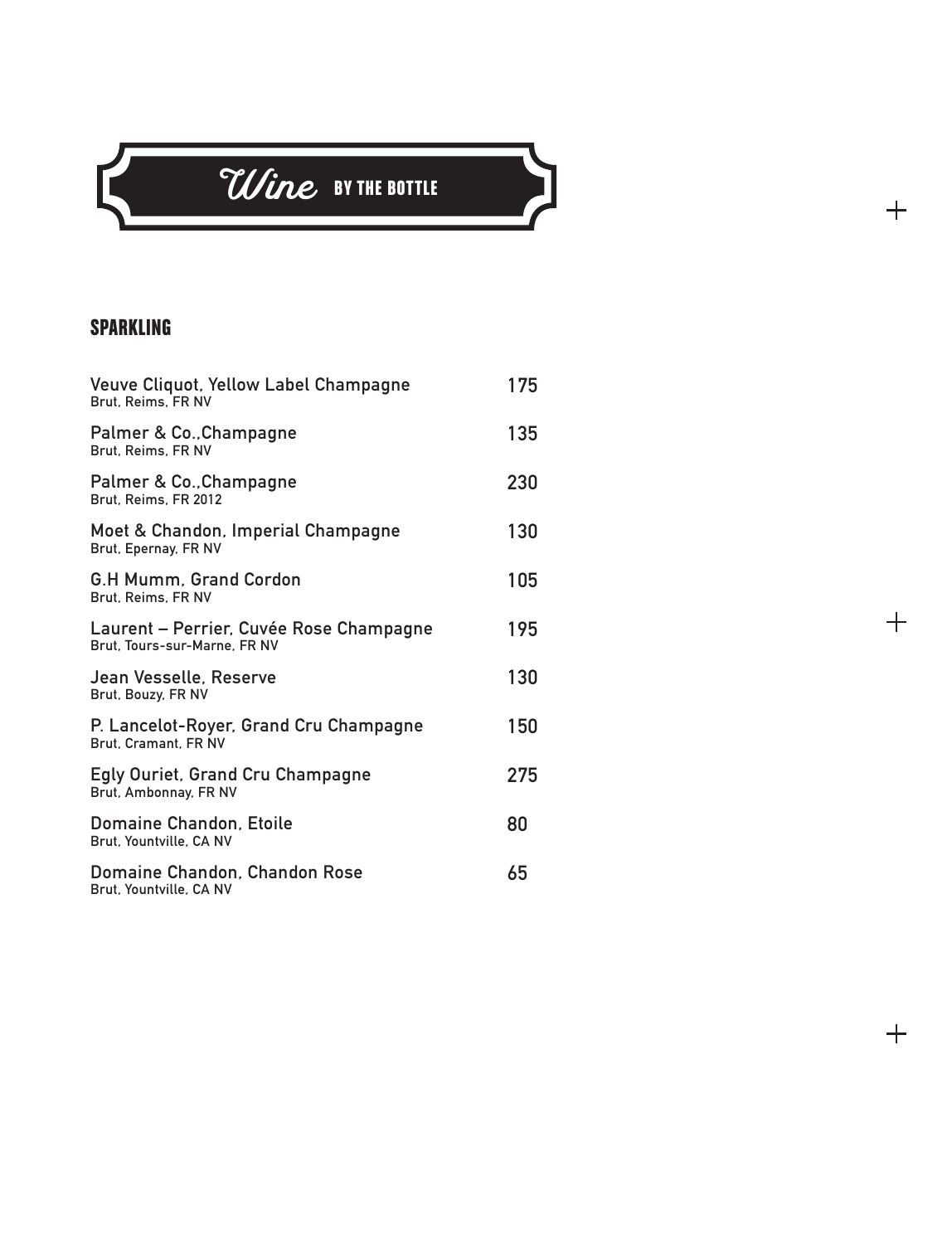# *Wine* BY THE BOTTLE

## SPARKLING

**Veuve Cliquot, Yellow Label Champagne** 175
Brut, Reims, FR NV

**Palmer & Co.,Champagne** 135
Brut, Reims, FR NV

**Palmer & Co.,Champagne** 230
Brut, Reims, FR 2012

**Moet & Chandon, Imperial Champagne** 130
Brut, Epernay, FR NV

**G.H Mumm, Grand Cordon** 105
Brut, Reims, FR NV

**Laurent – Perrier, Cuvée Rose Champagne** 195
Brut, Tours-sur-Marne, FR NV

**Jean Vesselle, Reserve** 130
Brut, Bouzy, FR NV

**P. Lancelot-Royer, Grand Cru Champagne** 150
Brut, Cramant, FR NV

**Egly Ouriet, Grand Cru Champagne** 275
Brut, Ambonnay, FR NV

**Domaine Chandon, Etoile** 80
Brut, Yountville, CA NV

**Domaine Chandon, Chandon Rose** 65
Brut, Yountville, CA NV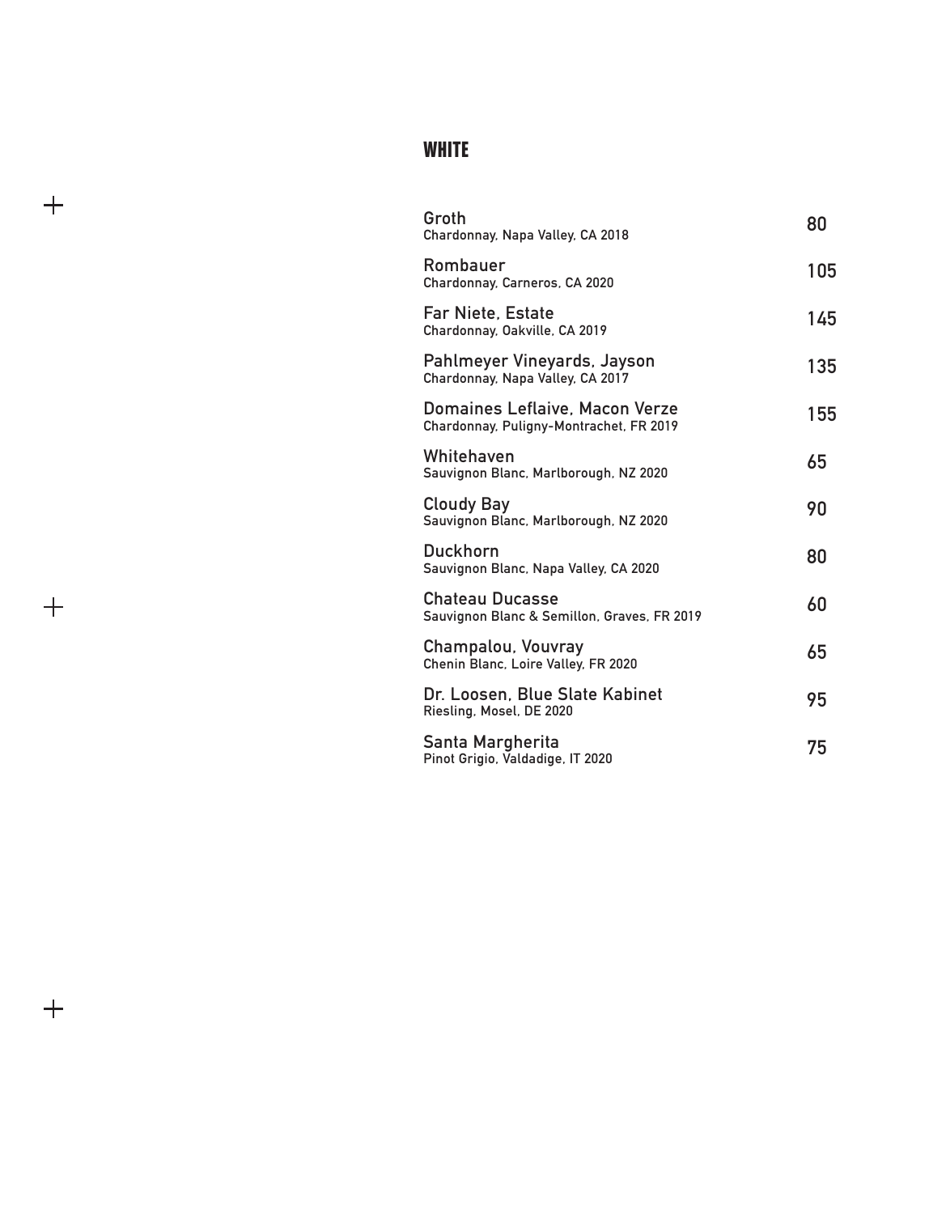## WHITE

**Groth**
Chardonnay, Napa Valley, CA 2018 — 80

**Rombauer**
Chardonnay, Carneros, CA 2020 — 105

**Far Niete, Estate**
Chardonnay, Oakville, CA 2019 — 145

**Pahlmeyer Vineyards, Jayson**
Chardonnay, Napa Valley, CA 2017 — 135

**Domaines Leflaive, Macon Verze**
Chardonnay, Puligny-Montrachet, FR 2019 — 155

**Whitehaven**
Sauvignon Blanc, Marlborough, NZ 2020 — 65

**Cloudy Bay**
Sauvignon Blanc, Marlborough, NZ 2020 — 90

**Duckhorn**
Sauvignon Blanc, Napa Valley, CA 2020 — 80

**Chateau Ducasse**
Sauvignon Blanc & Semillon, Graves, FR 2019 — 60

**Champalou, Vouvray**
Chenin Blanc, Loire Valley, FR 2020 — 65

**Dr. Loosen, Blue Slate Kabinet**
Riesling, Mosel, DE 2020 — 95

**Santa Margherita**
Pinot Grigio, Valdadige, IT 2020 — 75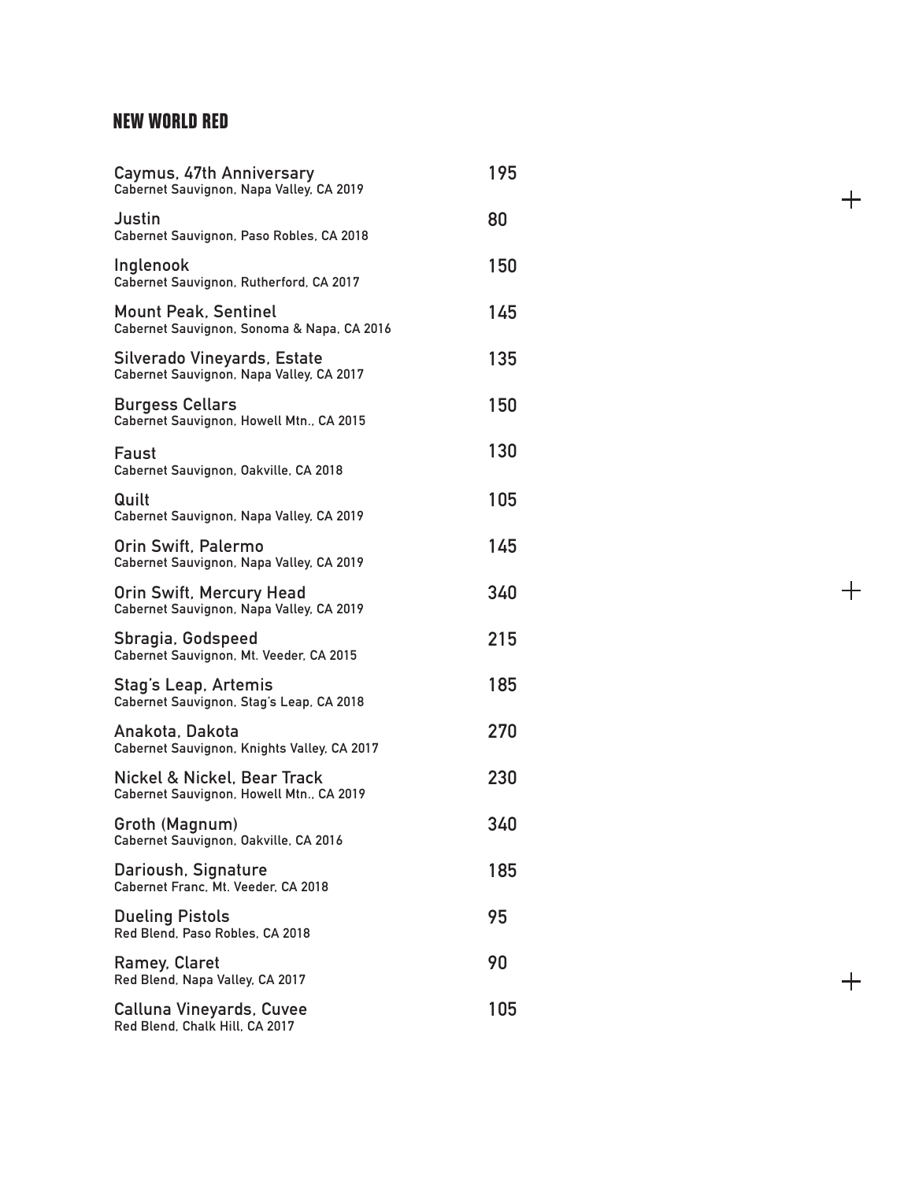## NEW WORLD RED

**Caymus, 47th Anniversary** — 195
Cabernet Sauvignon, Napa Valley, CA 2019

**Justin** — 80
Cabernet Sauvignon, Paso Robles, CA 2018

**Inglenook** — 150
Cabernet Sauvignon, Rutherford, CA 2017

**Mount Peak, Sentinel** — 145
Cabernet Sauvignon, Sonoma & Napa, CA 2016

**Silverado Vineyards, Estate** — 135
Cabernet Sauvignon, Napa Valley, CA 2017

**Burgess Cellars** — 150
Cabernet Sauvignon, Howell Mtn., CA 2015

**Faust** — 130
Cabernet Sauvignon, Oakville, CA 2018

**Quilt** — 105
Cabernet Sauvignon, Napa Valley, CA 2019

**Orin Swift, Palermo** — 145
Cabernet Sauvignon, Napa Valley, CA 2019

**Orin Swift, Mercury Head** — 340
Cabernet Sauvignon, Napa Valley, CA 2019

**Sbragia, Godspeed** — 215
Cabernet Sauvignon, Mt. Veeder, CA 2015

**Stag's Leap, Artemis** — 185
Cabernet Sauvignon, Stag's Leap, CA 2018

**Anakota, Dakota** — 270
Cabernet Sauvignon, Knights Valley, CA 2017

**Nickel & Nickel, Bear Track** — 230
Cabernet Sauvignon, Howell Mtn., CA 2019

**Groth (Magnum)** — 340
Cabernet Sauvignon, Oakville, CA 2016

**Darioush, Signature** — 185
Cabernet Franc, Mt. Veeder, CA 2018

**Dueling Pistols** — 95
Red Blend, Paso Robles, CA 2018

**Ramey, Claret** — 90
Red Blend, Napa Valley, CA 2017

**Calluna Vineyards, Cuvee** — 105
Red Blend, Chalk Hill, CA 2017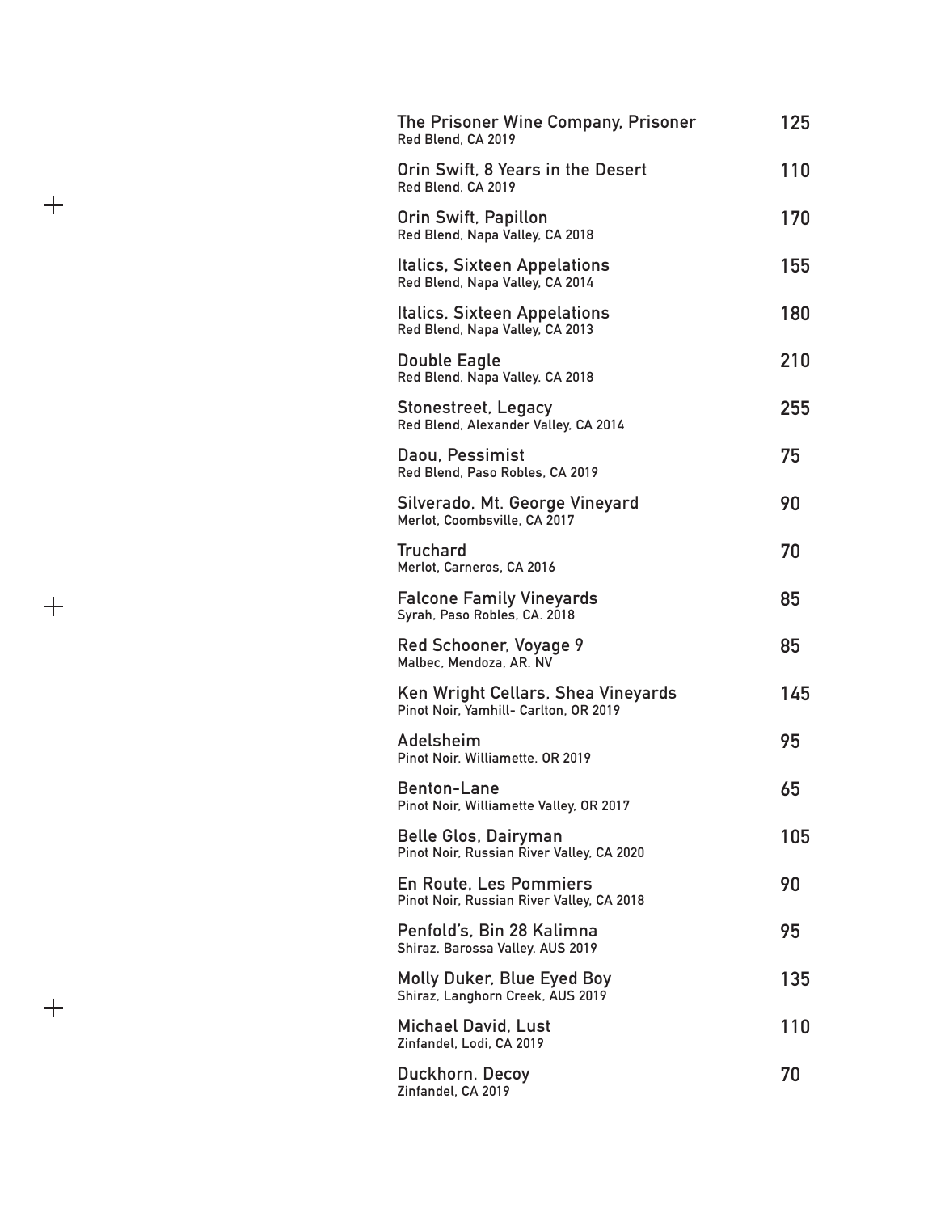**The Prisoner Wine Company, Prisoner** 125
Red Blend, CA 2019

**Orin Swift, 8 Years in the Desert** 110
Red Blend, CA 2019

**Orin Swift, Papillon** 170
Red Blend, Napa Valley, CA 2018

**Italics, Sixteen Appelations** 155
Red Blend, Napa Valley, CA 2014

**Italics, Sixteen Appelations** 180
Red Blend, Napa Valley, CA 2013

**Double Eagle** 210
Red Blend, Napa Valley, CA 2018

**Stonestreet, Legacy** 255
Red Blend, Alexander Valley, CA 2014

**Daou, Pessimist** 75
Red Blend, Paso Robles, CA 2019

**Silverado, Mt. George Vineyard** 90
Merlot, Coombsville, CA 2017

**Truchard** 70
Merlot, Carneros, CA 2016

**Falcone Family Vineyards** 85
Syrah, Paso Robles, CA. 2018

**Red Schooner, Voyage 9** 85
Malbec, Mendoza, AR. NV

**Ken Wright Cellars, Shea Vineyards** 145
Pinot Noir, Yamhill- Carlton, OR 2019

**Adelsheim** 95
Pinot Noir, Williamette, OR 2019

**Benton-Lane** 65
Pinot Noir, Williamette Valley, OR 2017

**Belle Glos, Dairyman** 105
Pinot Noir, Russian River Valley, CA 2020

**En Route, Les Pommiers** 90
Pinot Noir, Russian River Valley, CA 2018

**Penfold's, Bin 28 Kalimna** 95
Shiraz, Barossa Valley, AUS 2019

**Molly Duker, Blue Eyed Boy** 135
Shiraz, Langhorn Creek, AUS 2019

**Michael David, Lust** 110
Zinfandel, Lodi, CA 2019

**Duckhorn, Decoy** 70
Zinfandel, CA 2019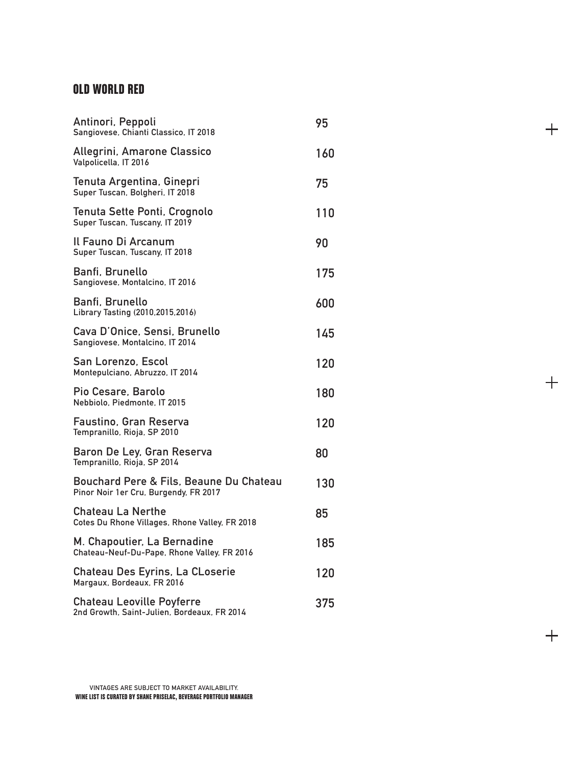## OLD WORLD RED

| Wine | Price |
| --- | --- |
| **Antinori, Peppoli**<br>Sangiovese, Chianti Classico, IT 2018 | 95 |
| **Allegrini, Amarone Classico**<br>Valpolicella, IT 2016 | 160 |
| **Tenuta Argentina, Ginepri**<br>Super Tuscan, Bolgheri, IT 2018 | 75 |
| **Tenuta Sette Ponti, Crognolo**<br>Super Tuscan, Tuscany, IT 2019 | 110 |
| **Il Fauno Di Arcanum**<br>Super Tuscan, Tuscany, IT 2018 | 90 |
| **Banfi, Brunello**<br>Sangiovese, Montalcino, IT 2016 | 175 |
| **Banfi, Brunello**<br>Library Tasting (2010,2015,2016) | 600 |
| **Cava D'Onice, Sensi, Brunello**<br>Sangiovese, Montalcino, IT 2014 | 145 |
| **San Lorenzo, Escol**<br>Montepulciano, Abruzzo, IT 2014 | 120 |
| **Pio Cesare, Barolo**<br>Nebbiolo, Piedmonte, IT 2015 | 180 |
| **Faustino, Gran Reserva**<br>Tempranillo, Rioja, SP 2010 | 120 |
| **Baron De Ley, Gran Reserva**<br>Tempranillo, Rioja, SP 2014 | 80 |
| **Bouchard Pere & Fils, Beaune Du Chateau**<br>Pinor Noir 1er Cru, Burgendy, FR 2017 | 130 |
| **Chateau La Nerthe**<br>Cotes Du Rhone Villages, Rhone Valley, FR 2018 | 85 |
| **M. Chapoutier, La Bernadine**<br>Chateau-Neuf-Du-Pape, Rhone Valley, FR 2016 | 185 |
| **Chateau Des Eyrins, La CLoserie**<br>Margaux, Bordeaux, FR 2016 | 120 |
| **Chateau Leoville Poyferre**<br>2nd Growth, Saint-Julien, Bordeaux, FR 2014 | 375 |

VINTAGES ARE SUBJECT TO MARKET AVAILABILITY.
**WINE LIST IS CURATED BY SHANE PRISELAC, BEVERAGE PORTFOLIO MANAGER**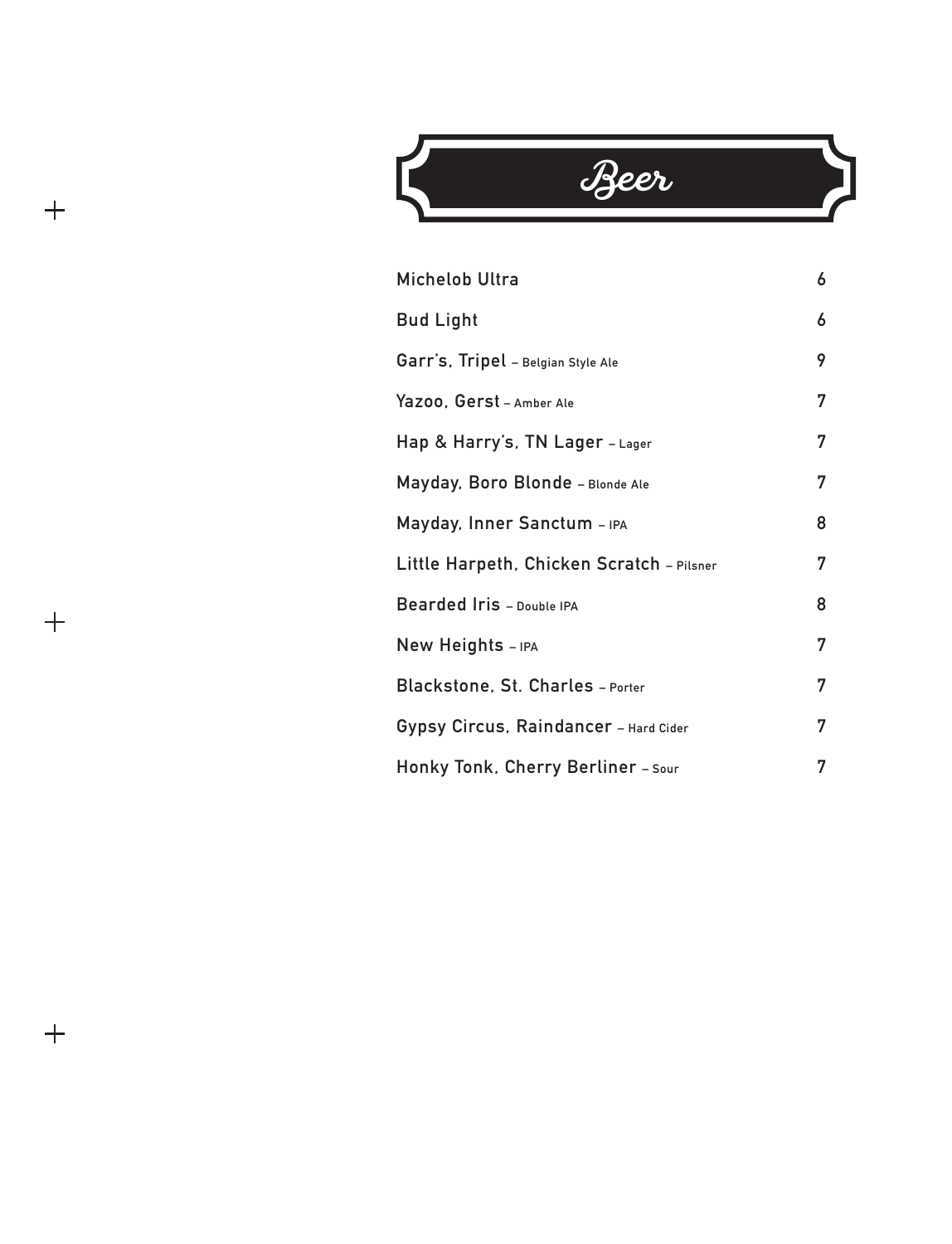# Beer

| Item | Price |
|---|---|
| **Michelob Ultra** | 6 |
| **Bud Light** | 6 |
| **Garr's, Tripel** – Belgian Style Ale | 9 |
| **Yazoo, Gerst** – Amber Ale | 7 |
| **Hap & Harry's, TN Lager** – Lager | 7 |
| **Mayday, Boro Blonde** – Blonde Ale | 7 |
| **Mayday, Inner Sanctum** – IPA | 8 |
| **Little Harpeth, Chicken Scratch** – Pilsner | 7 |
| **Bearded Iris** – Double IPA | 8 |
| **New Heights** – IPA | 7 |
| **Blackstone, St. Charles** – Porter | 7 |
| **Gypsy Circus, Raindancer** – Hard Cider | 7 |
| **Honky Tonk, Cherry Berliner** – Sour | 7 |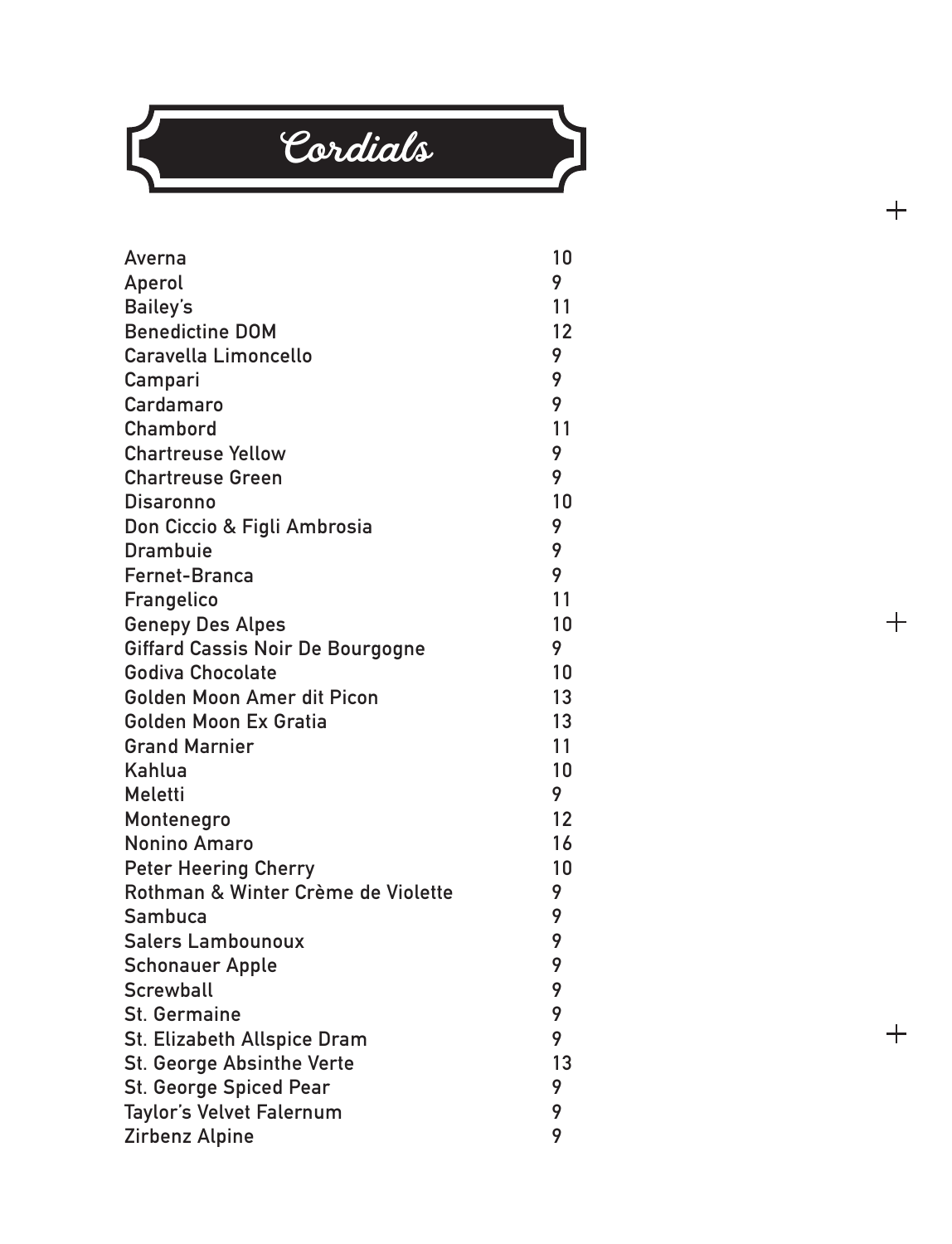# Cordials

| | |
|---|---|
| Averna | 10 |
| Aperol | 9 |
| Bailey's | 11 |
| Benedictine DOM | 12 |
| Caravella Limoncello | 9 |
| Campari | 9 |
| Cardamaro | 9 |
| Chambord | 11 |
| Chartreuse Yellow | 9 |
| Chartreuse Green | 9 |
| Disaronno | 10 |
| Don Ciccio & Figli Ambrosia | 9 |
| Drambuie | 9 |
| Fernet-Branca | 9 |
| Frangelico | 11 |
| Genepy Des Alpes | 10 |
| Giffard Cassis Noir De Bourgogne | 9 |
| Godiva Chocolate | 10 |
| Golden Moon Amer dit Picon | 13 |
| Golden Moon Ex Gratia | 13 |
| Grand Marnier | 11 |
| Kahlua | 10 |
| Meletti | 9 |
| Montenegro | 12 |
| Nonino Amaro | 16 |
| Peter Heering Cherry | 10 |
| Rothman & Winter Crème de Violette | 9 |
| Sambuca | 9 |
| Salers Lambounoux | 9 |
| Schonauer Apple | 9 |
| Screwball | 9 |
| St. Germaine | 9 |
| St. Elizabeth Allspice Dram | 9 |
| St. George Absinthe Verte | 13 |
| St. George Spiced Pear | 9 |
| Taylor's Velvet Falernum | 9 |
| Zirbenz Alpine | 9 |